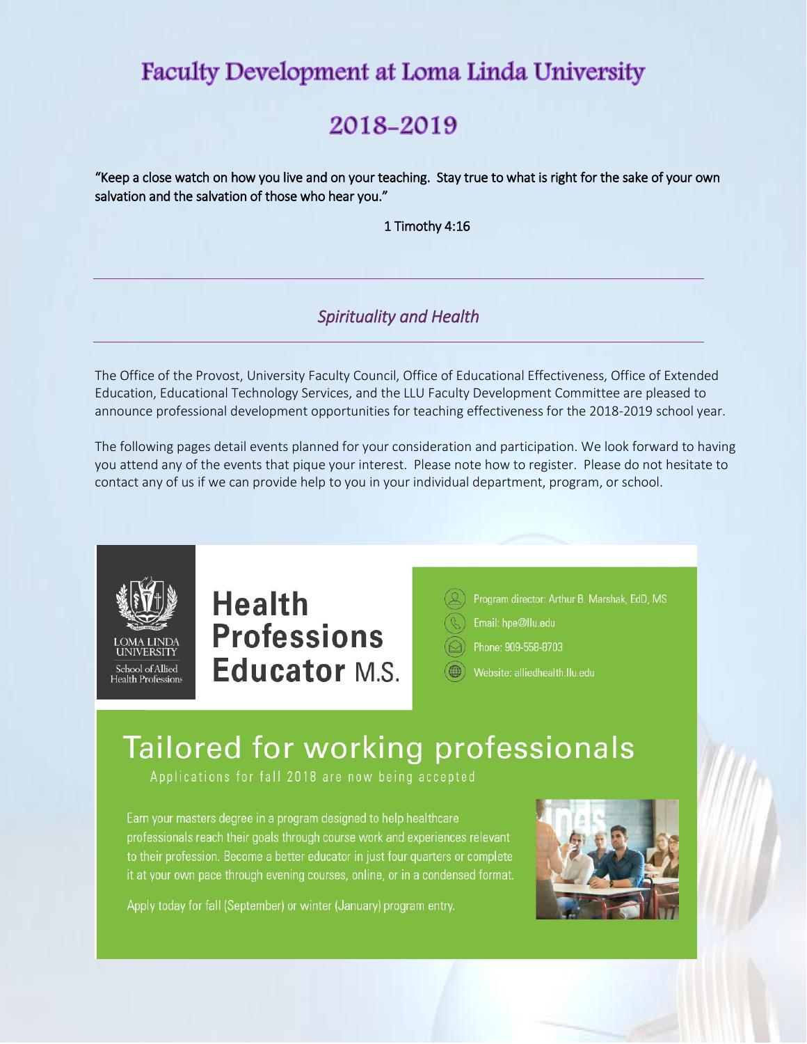# Faculty Development at Loma Linda University

# 2018-2019

"Keep a close watch on how you live and on your teaching. Stay true to what is right for the sake of your own salvation and the salvation of those who hear you."

1 Timothy 4:16

---

*Spirituality and Health*

---

The Office of the Provost, University Faculty Council, Office of Educational Effectiveness, Office of Extended Education, Educational Technology Services, and the LLU Faculty Development Committee are pleased to announce professional development opportunities for teaching effectiveness for the 2018-2019 school year.

The following pages detail events planned for your consideration and participation. We look forward to having you attend any of the events that pique your interest. Please note how to register. Please do not hesitate to contact any of us if we can provide help to you in your individual department, program, or school.

LOMA LINDA UNIVERSITY
School of Allied Health Professions

## Health Professions Educator M.S.

- Program director: Arthur B. Marshak, EdD, MS
- Email: hpe@llu.edu
- Phone: 909-558-8703
- Website: alliedhealth.llu.edu

## Tailored for working professionals

Applications for fall 2018 are now being accepted

Earn your masters degree in a program designed to help healthcare professionals reach their goals through course work and experiences relevant to their profession. Become a better educator in just four quarters or complete it at your own pace through evening courses, online, or in a condensed format.

Apply today for fall (September) or winter (January) program entry.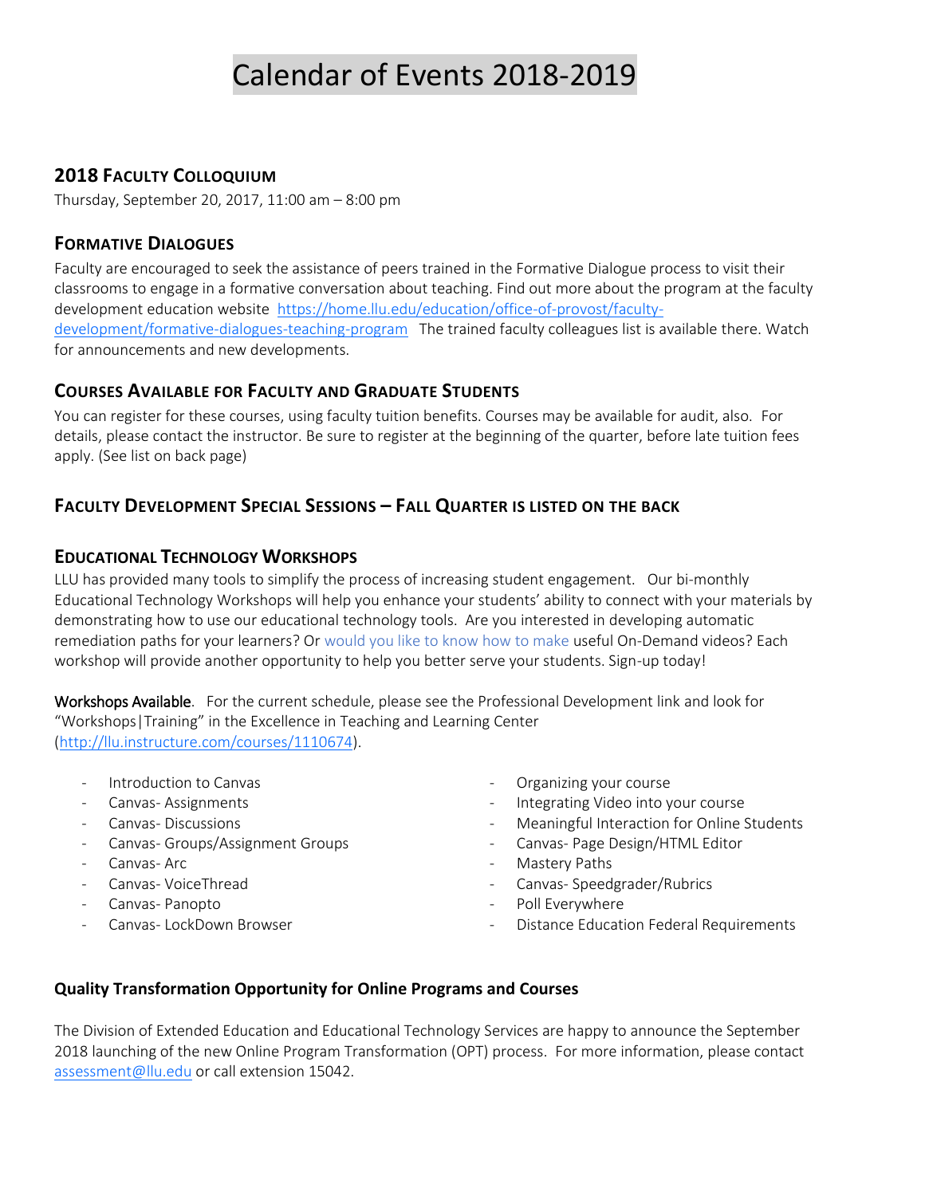# Calendar of Events 2018-2019

## 2018 Faculty Colloquium

Thursday, September 20, 2017, 11:00 am – 8:00 pm

## Formative Dialogues

Faculty are encouraged to seek the assistance of peers trained in the Formative Dialogue process to visit their classrooms to engage in a formative conversation about teaching. Find out more about the program at the faculty development education website https://home.llu.edu/education/office-of-provost/faculty-development/formative-dialogues-teaching-program The trained faculty colleagues list is available there. Watch for announcements and new developments.

## Courses Available for Faculty and Graduate Students

You can register for these courses, using faculty tuition benefits. Courses may be available for audit, also. For details, please contact the instructor. Be sure to register at the beginning of the quarter, before late tuition fees apply. (See list on back page)

## Faculty Development Special Sessions – Fall Quarter is listed on the back

## Educational Technology Workshops

LLU has provided many tools to simplify the process of increasing student engagement. Our bi-monthly Educational Technology Workshops will help you enhance your students' ability to connect with your materials by demonstrating how to use our educational technology tools. Are you interested in developing automatic remediation paths for your learners? Or would you like to know how to make useful On-Demand videos? Each workshop will provide another opportunity to help you better serve your students. Sign-up today!

Workshops Available. For the current schedule, please see the Professional Development link and look for "Workshops|Training" in the Excellence in Teaching and Learning Center (http://llu.instructure.com/courses/1110674).

- Introduction to Canvas
- Canvas- Assignments
- Canvas- Discussions
- Canvas- Groups/Assignment Groups
- Canvas- Arc
- Canvas- VoiceThread
- Canvas- Panopto
- Canvas- LockDown Browser
- Organizing your course
- Integrating Video into your course
- Meaningful Interaction for Online Students
- Canvas- Page Design/HTML Editor
- Mastery Paths
- Canvas- Speedgrader/Rubrics
- Poll Everywhere
- Distance Education Federal Requirements

**Quality Transformation Opportunity for Online Programs and Courses**

The Division of Extended Education and Educational Technology Services are happy to announce the September 2018 launching of the new Online Program Transformation (OPT) process. For more information, please contact assessment@llu.edu or call extension 15042.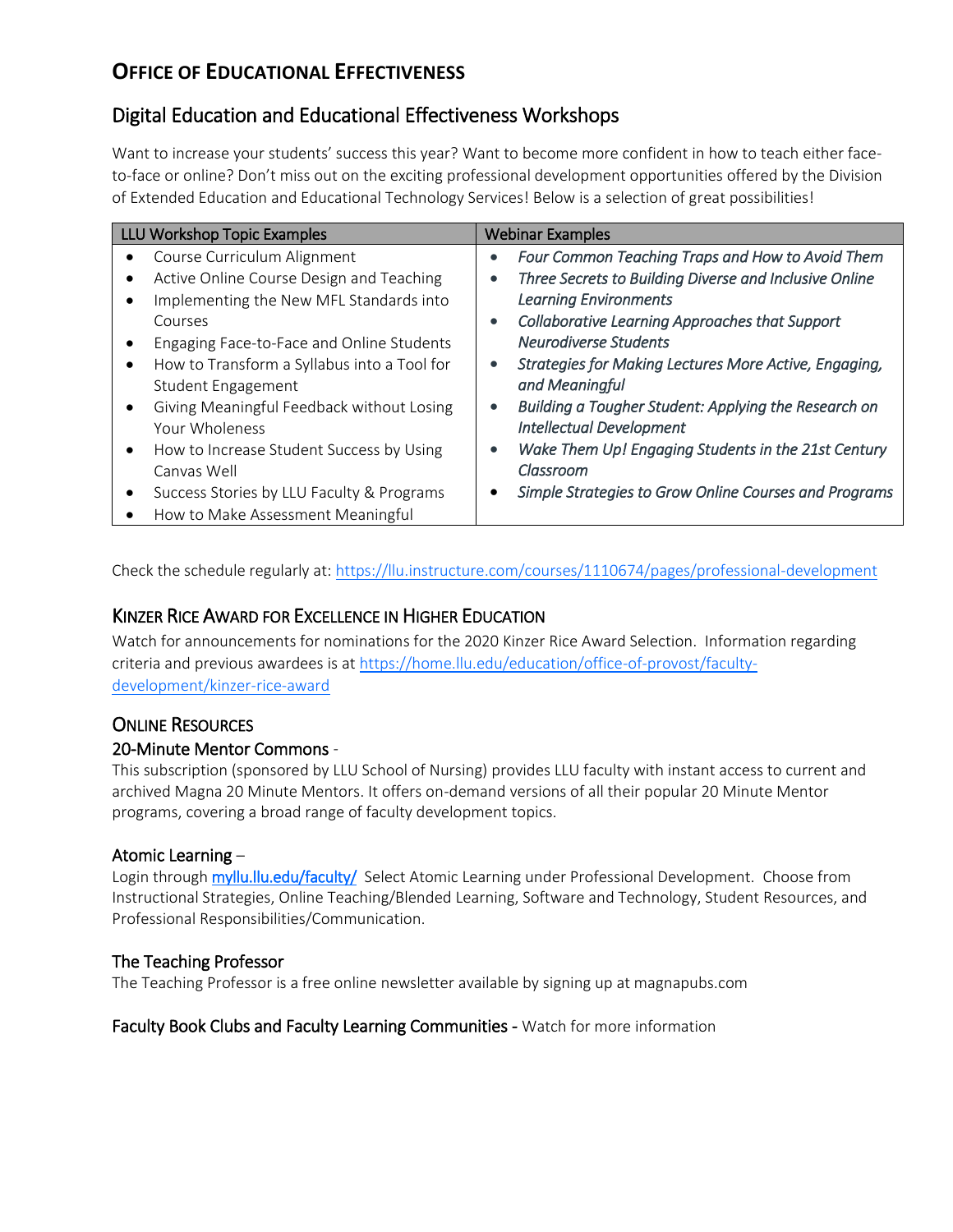# Office of Educational Effectiveness

## Digital Education and Educational Effectiveness Workshops

Want to increase your students' success this year? Want to become more confident in how to teach either face-to-face or online? Don't miss out on the exciting professional development opportunities offered by the Division of Extended Education and Educational Technology Services! Below is a selection of great possibilities!

| LLU Workshop Topic Examples | Webinar Examples |
|---|---|
| • Course Curriculum Alignment<br>• Active Online Course Design and Teaching<br>• Implementing the New MFL Standards into Courses<br>• Engaging Face-to-Face and Online Students<br>• How to Transform a Syllabus into a Tool for Student Engagement<br>• Giving Meaningful Feedback without Losing Your Wholeness<br>• How to Increase Student Success by Using Canvas Well<br>• Success Stories by LLU Faculty & Programs<br>• How to Make Assessment Meaningful | • *Four Common Teaching Traps and How to Avoid Them*<br>• *Three Secrets to Building Diverse and Inclusive Online Learning Environments*<br>• *Collaborative Learning Approaches that Support Neurodiverse Students*<br>• *Strategies for Making Lectures More Active, Engaging, and Meaningful*<br>• *Building a Tougher Student: Applying the Research on Intellectual Development*<br>• *Wake Them Up! Engaging Students in the 21st Century Classroom*<br>• *Simple Strategies to Grow Online Courses and Programs* |

Check the schedule regularly at: https://llu.instructure.com/courses/1110674/pages/professional-development

## Kinzer Rice Award for Excellence in Higher Education

Watch for announcements for nominations for the 2020 Kinzer Rice Award Selection. Information regarding criteria and previous awardees is at https://home.llu.edu/education/office-of-provost/faculty-development/kinzer-rice-award

## Online Resources

### 20-Minute Mentor Commons -

This subscription (sponsored by LLU School of Nursing) provides LLU faculty with instant access to current and archived Magna 20 Minute Mentors. It offers on-demand versions of all their popular 20 Minute Mentor programs, covering a broad range of faculty development topics.

### Atomic Learning –

Login through myllu.llu.edu/faculty/ Select Atomic Learning under Professional Development. Choose from Instructional Strategies, Online Teaching/Blended Learning, Software and Technology, Student Resources, and Professional Responsibilities/Communication.

### The Teaching Professor

The Teaching Professor is a free online newsletter available by signing up at magnapubs.com

### Faculty Book Clubs and Faculty Learning Communities - Watch for more information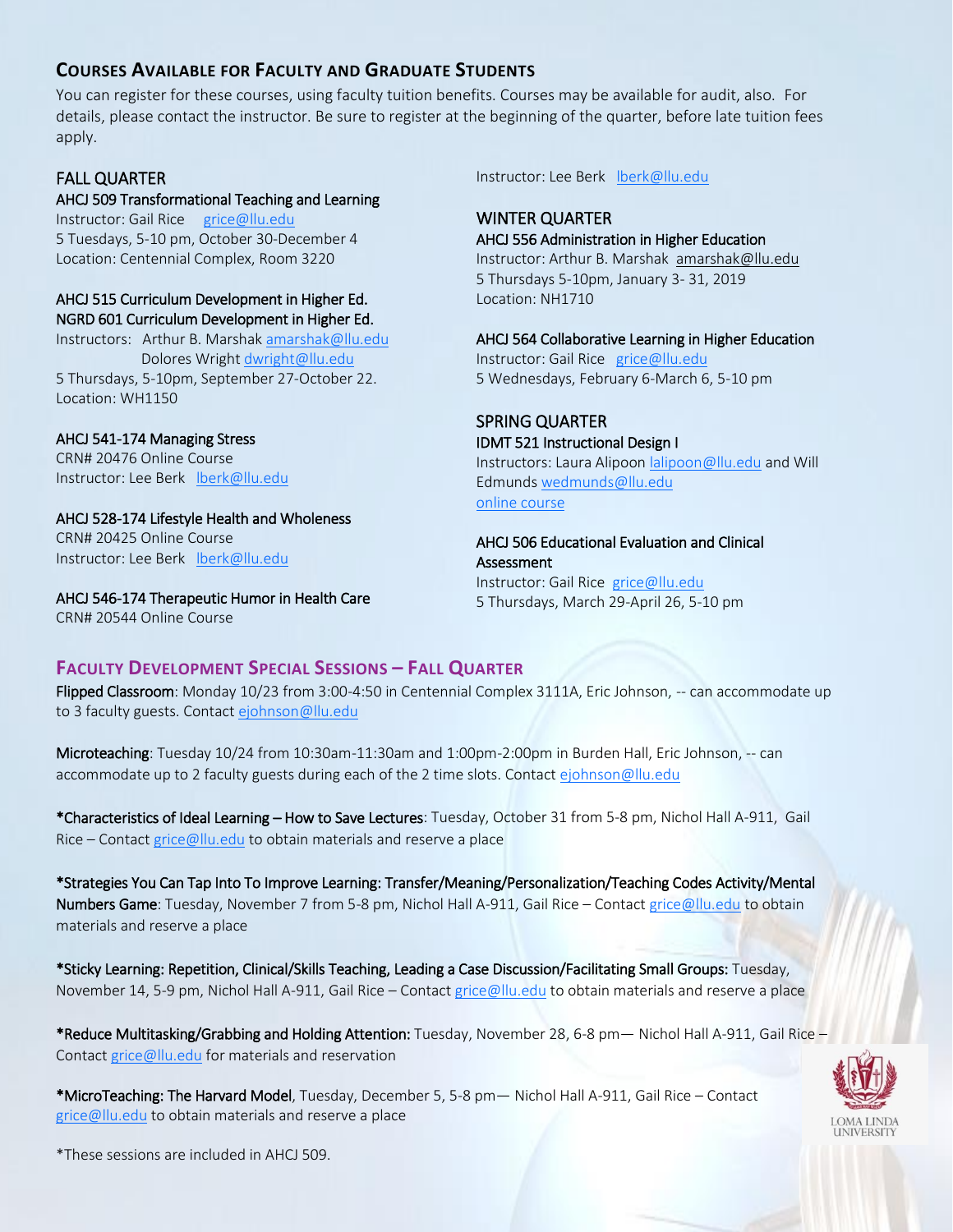## COURSES AVAILABLE FOR FACULTY AND GRADUATE STUDENTS

You can register for these courses, using faculty tuition benefits. Courses may be available for audit, also. For details, please contact the instructor. Be sure to register at the beginning of the quarter, before late tuition fees apply.

### FALL QUARTER

**AHCJ 509 Transformational Teaching and Learning**
Instructor: Gail Rice grice@llu.edu
5 Tuesdays, 5-10 pm, October 30-December 4
Location: Centennial Complex, Room 3220

**AHCJ 515 Curriculum Development in Higher Ed.**
**NGRD 601 Curriculum Development in Higher Ed.**
Instructors: Arthur B. Marshak amarshak@llu.edu
Dolores Wright dwright@llu.edu
5 Thursdays, 5-10pm, September 27-October 22.
Location: WH1150

**AHCJ 541-174 Managing Stress**
CRN# 20476 Online Course
Instructor: Lee Berk lberk@llu.edu

**AHCJ 528-174 Lifestyle Health and Wholeness**
CRN# 20425 Online Course
Instructor: Lee Berk lberk@llu.edu

**AHCJ 546-174 Therapeutic Humor in Health Care**
CRN# 20544 Online Course
Instructor: Lee Berk lberk@llu.edu

### WINTER QUARTER

**AHCJ 556 Administration in Higher Education**
Instructor: Arthur B. Marshak amarshak@llu.edu
5 Thursdays 5-10pm, January 3- 31, 2019
Location: NH1710

**AHCJ 564 Collaborative Learning in Higher Education**
Instructor: Gail Rice grice@llu.edu
5 Wednesdays, February 6-March 6, 5-10 pm

### SPRING QUARTER

**IDMT 521 Instructional Design I**
Instructors: Laura Alipoon lalipoon@llu.edu and Will Edmunds wedmunds@llu.edu
online course

**AHCJ 506 Educational Evaluation and Clinical Assessment**
Instructor: Gail Rice grice@llu.edu
5 Thursdays, March 29-April 26, 5-10 pm

## FACULTY DEVELOPMENT SPECIAL SESSIONS – FALL QUARTER

**Flipped Classroom**: Monday 10/23 from 3:00-4:50 in Centennial Complex 3111A, Eric Johnson, -- can accommodate up to 3 faculty guests. Contact ejohnson@llu.edu

**Microteaching**: Tuesday 10/24 from 10:30am-11:30am and 1:00pm-2:00pm in Burden Hall, Eric Johnson, -- can accommodate up to 2 faculty guests during each of the 2 time slots. Contact ejohnson@llu.edu

**\*Characteristics of Ideal Learning – How to Save Lectures**: Tuesday, October 31 from 5-8 pm, Nichol Hall A-911, Gail Rice – Contact grice@llu.edu to obtain materials and reserve a place

**\*Strategies You Can Tap Into To Improve Learning: Transfer/Meaning/Personalization/Teaching Codes Activity/Mental Numbers Game**: Tuesday, November 7 from 5-8 pm, Nichol Hall A-911, Gail Rice – Contact grice@llu.edu to obtain materials and reserve a place

**\*Sticky Learning: Repetition, Clinical/Skills Teaching, Leading a Case Discussion/Facilitating Small Groups:** Tuesday, November 14, 5-9 pm, Nichol Hall A-911, Gail Rice – Contact grice@llu.edu to obtain materials and reserve a place

**\*Reduce Multitasking/Grabbing and Holding Attention:** Tuesday, November 28, 6-8 pm— Nichol Hall A-911, Gail Rice – Contact grice@llu.edu for materials and reservation

**\*MicroTeaching: The Harvard Model**, Tuesday, December 5, 5-8 pm— Nichol Hall A-911, Gail Rice – Contact grice@llu.edu to obtain materials and reserve a place

*These sessions are included in AHCJ 509.

LOMA LINDA UNIVERSITY